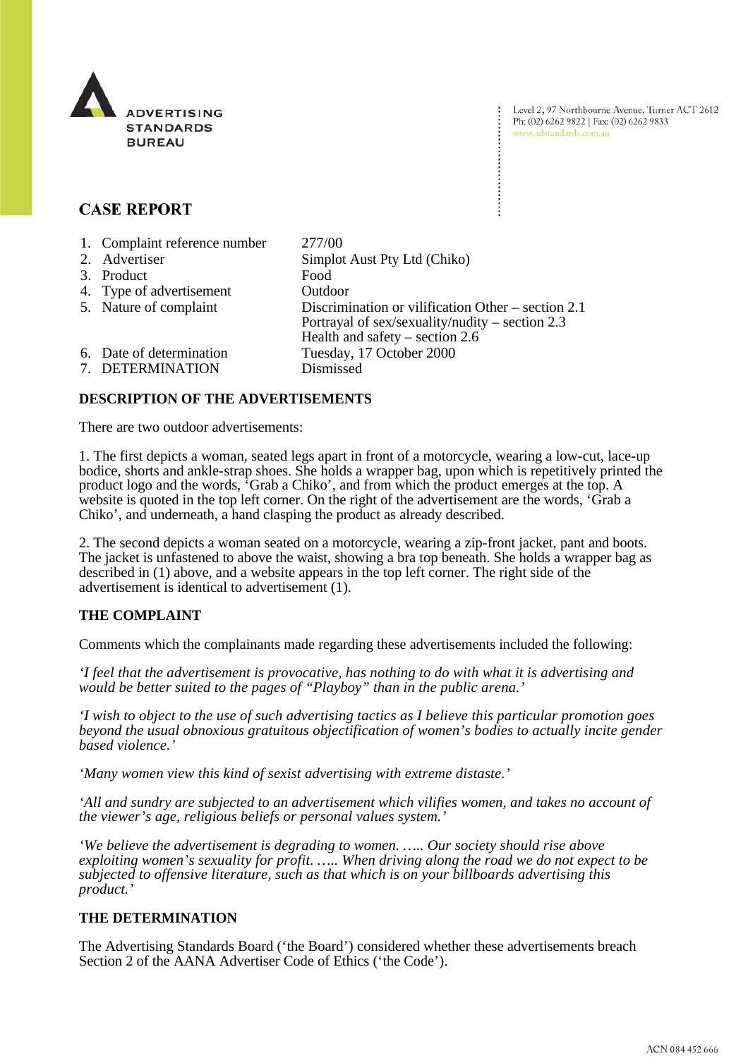ADVERTISING STANDARDS BUREAU

Level 2, 97 Northbourne Avenue, Turner ACT 2612
Ph: (02) 6262 9822 | Fax: (02) 6262 9833
www.adstandards.com.au

## CASE REPORT

| | |
|---|---|
| 1. Complaint reference number | 277/00 |
| 2. Advertiser | Simplot Aust Pty Ltd (Chiko) |
| 3. Product | Food |
| 4. Type of advertisement | Outdoor |
| 5. Nature of complaint | Discrimination or vilification Other – section 2.1<br>Portrayal of sex/sexuality/nudity – section 2.3<br>Health and safety – section 2.6 |
| 6. Date of determination | Tuesday, 17 October 2000 |
| 7. DETERMINATION | Dismissed |

### DESCRIPTION OF THE ADVERTISEMENTS

There are two outdoor advertisements:

1. The first depicts a woman, seated legs apart in front of a motorcycle, wearing a low-cut, lace-up bodice, shorts and ankle-strap shoes. She holds a wrapper bag, upon which is repetitively printed the product logo and the words, 'Grab a Chiko', and from which the product emerges at the top. A website is quoted in the top left corner. On the right of the advertisement are the words, 'Grab a Chiko', and underneath, a hand clasping the product as already described.

2. The second depicts a woman seated on a motorcycle, wearing a zip-front jacket, pant and boots. The jacket is unfastened to above the waist, showing a bra top beneath. She holds a wrapper bag as described in (1) above, and a website appears in the top left corner. The right side of the advertisement is identical to advertisement (1).

### THE COMPLAINT

Comments which the complainants made regarding these advertisements included the following:

*'I feel that the advertisement is provocative, has nothing to do with what it is advertising and would be better suited to the pages of "Playboy" than in the public arena.'*

*'I wish to object to the use of such advertising tactics as I believe this particular promotion goes beyond the usual obnoxious gratuitous objectification of women's bodies to actually incite gender based violence.'*

*'Many women view this kind of sexist advertising with extreme distaste.'*

*'All and sundry are subjected to an advertisement which vilifies women, and takes no account of the viewer's age, religious beliefs or personal values system.'*

*'We believe the advertisement is degrading to women. ….. Our society should rise above exploiting women's sexuality for profit. ….. When driving along the road we do not expect to be subjected to offensive literature, such as that which is on your billboards advertising this product.'*

### THE DETERMINATION

The Advertising Standards Board ('the Board') considered whether these advertisements breach Section 2 of the AANA Advertiser Code of Ethics ('the Code').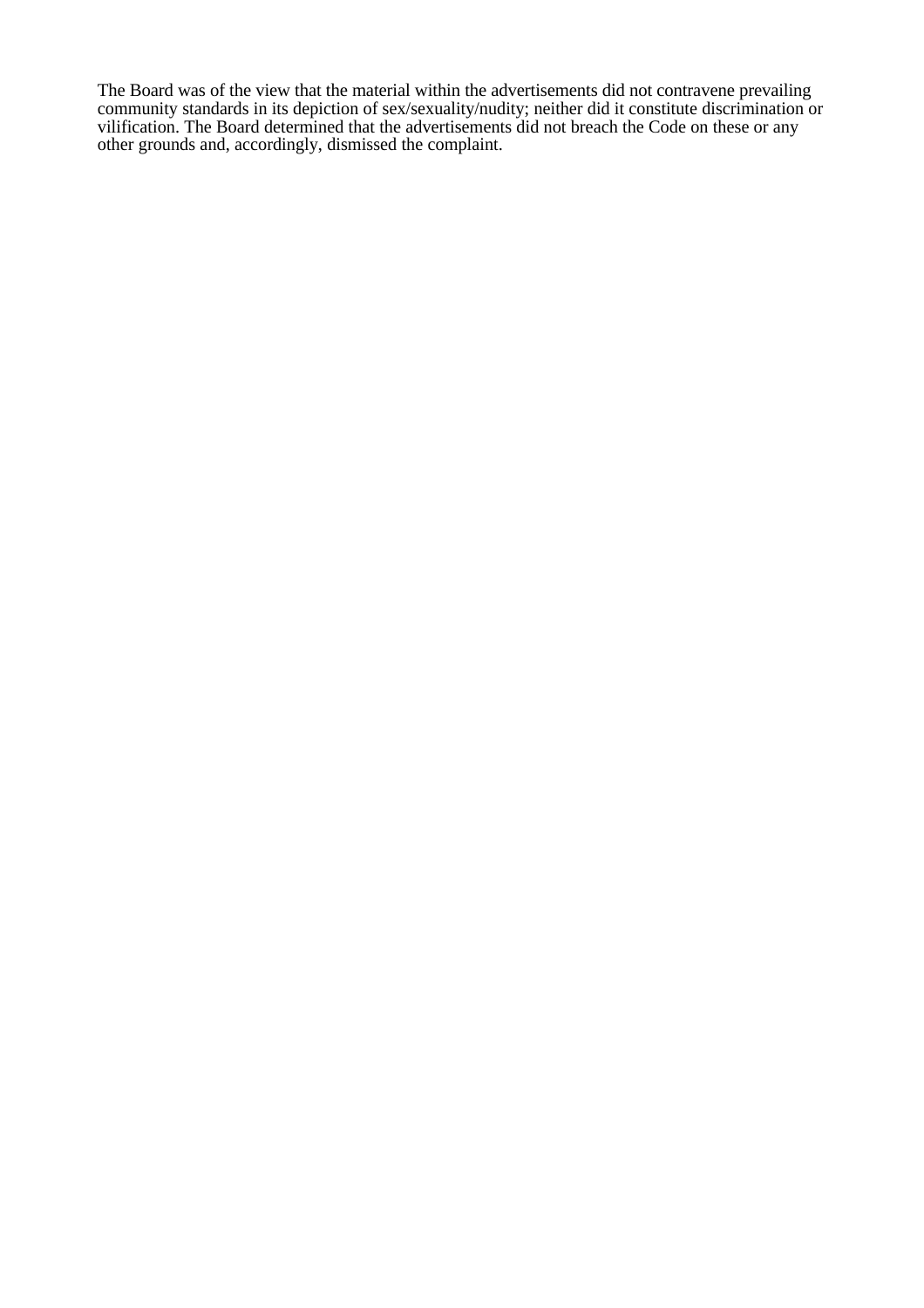The Board was of the view that the material within the advertisements did not contravene prevailing community standards in its depiction of sex/sexuality/nudity; neither did it constitute discrimination or vilification. The Board determined that the advertisements did not breach the Code on these or any other grounds and, accordingly, dismissed the complaint.